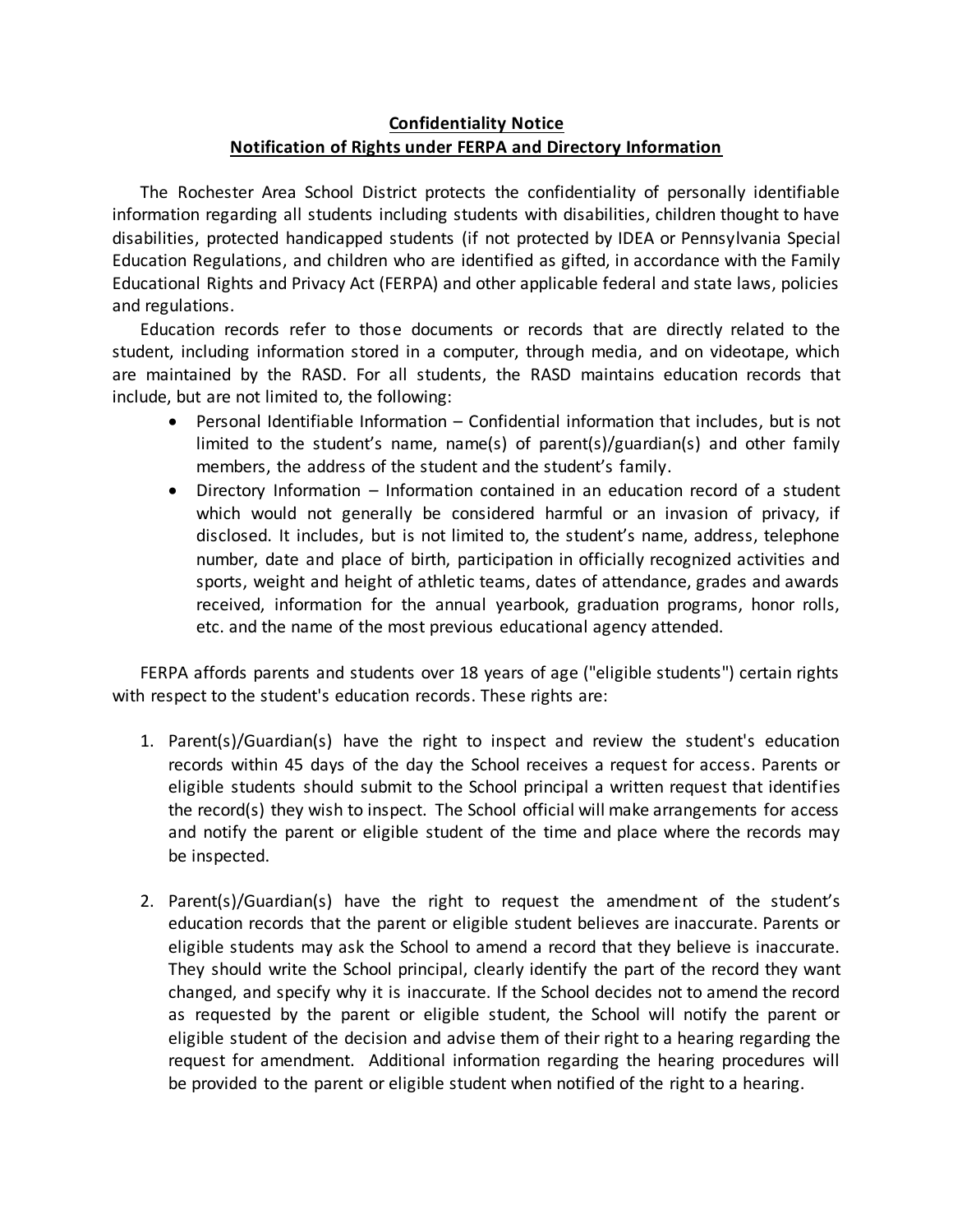**Confidentiality Notice**

**Notification of Rights under FERPA and Directory Information**

The Rochester Area School District protects the confidentiality of personally identifiable information regarding all students including students with disabilities, children thought to have disabilities, protected handicapped students (if not protected by IDEA or Pennsylvania Special Education Regulations, and children who are identified as gifted, in accordance with the Family Educational Rights and Privacy Act (FERPA) and other applicable federal and state laws, policies and regulations.

Education records refer to those documents or records that are directly related to the student, including information stored in a computer, through media, and on videotape, which are maintained by the RASD. For all students, the RASD maintains education records that include, but are not limited to, the following:

- Personal Identifiable Information – Confidential information that includes, but is not limited to the student's name, name(s) of parent(s)/guardian(s) and other family members, the address of the student and the student's family.
- Directory Information – Information contained in an education record of a student which would not generally be considered harmful or an invasion of privacy, if disclosed. It includes, but is not limited to, the student's name, address, telephone number, date and place of birth, participation in officially recognized activities and sports, weight and height of athletic teams, dates of attendance, grades and awards received, information for the annual yearbook, graduation programs, honor rolls, etc. and the name of the most previous educational agency attended.

FERPA affords parents and students over 18 years of age ("eligible students") certain rights with respect to the student's education records. These rights are:

1. Parent(s)/Guardian(s) have the right to inspect and review the student's education records within 45 days of the day the School receives a request for access. Parents or eligible students should submit to the School principal a written request that identifies the record(s) they wish to inspect. The School official will make arrangements for access and notify the parent or eligible student of the time and place where the records may be inspected.

2. Parent(s)/Guardian(s) have the right to request the amendment of the student's education records that the parent or eligible student believes are inaccurate. Parents or eligible students may ask the School to amend a record that they believe is inaccurate. They should write the School principal, clearly identify the part of the record they want changed, and specify why it is inaccurate. If the School decides not to amend the record as requested by the parent or eligible student, the School will notify the parent or eligible student of the decision and advise them of their right to a hearing regarding the request for amendment. Additional information regarding the hearing procedures will be provided to the parent or eligible student when notified of the right to a hearing.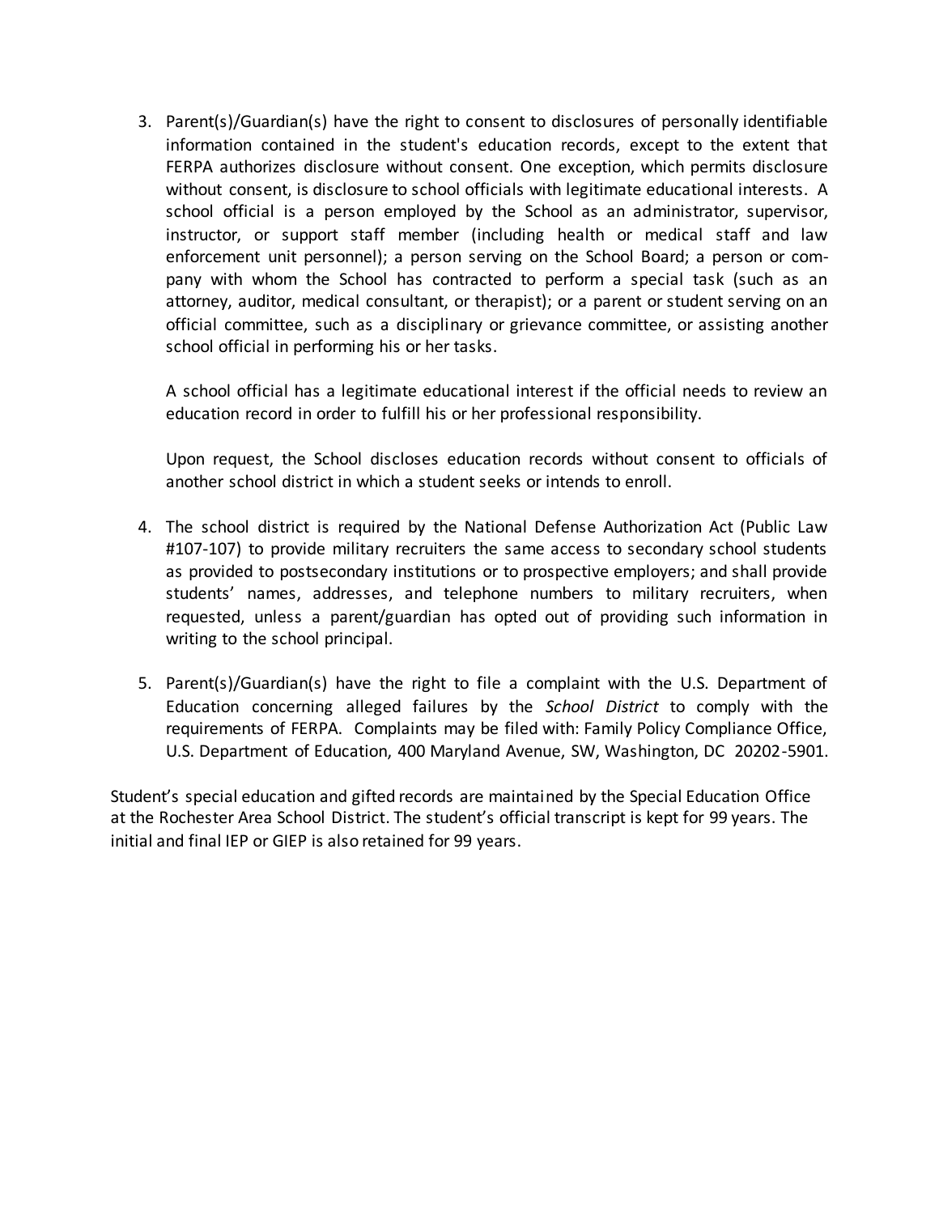3. Parent(s)/Guardian(s) have the right to consent to disclosures of personally identifiable information contained in the student's education records, except to the extent that FERPA authorizes disclosure without consent. One exception, which permits disclosure without consent, is disclosure to school officials with legitimate educational interests. A school official is a person employed by the School as an administrator, supervisor, instructor, or support staff member (including health or medical staff and law enforcement unit personnel); a person serving on the School Board; a person or company with whom the School has contracted to perform a special task (such as an attorney, auditor, medical consultant, or therapist); or a parent or student serving on an official committee, such as a disciplinary or grievance committee, or assisting another school official in performing his or her tasks.

   A school official has a legitimate educational interest if the official needs to review an education record in order to fulfill his or her professional responsibility.

   Upon request, the School discloses education records without consent to officials of another school district in which a student seeks or intends to enroll.

4. The school district is required by the National Defense Authorization Act (Public Law #107-107) to provide military recruiters the same access to secondary school students as provided to postsecondary institutions or to prospective employers; and shall provide students' names, addresses, and telephone numbers to military recruiters, when requested, unless a parent/guardian has opted out of providing such information in writing to the school principal.

5. Parent(s)/Guardian(s) have the right to file a complaint with the U.S. Department of Education concerning alleged failures by the *School District* to comply with the requirements of FERPA. Complaints may be filed with: Family Policy Compliance Office, U.S. Department of Education, 400 Maryland Avenue, SW, Washington, DC 20202-5901.

Student's special education and gifted records are maintained by the Special Education Office at the Rochester Area School District. The student's official transcript is kept for 99 years. The initial and final IEP or GIEP is also retained for 99 years.